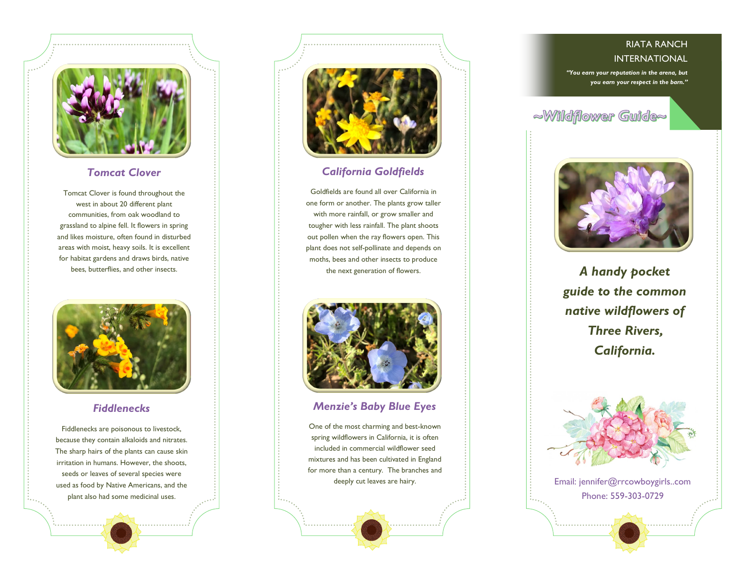## Tomcat Clover

Tomcat Clover is found throughout the west in about 20 different plant communities, from oak woodland to grassland to alpine fell. It flowers in spring and likes moisture, often found in disturbed areas with moist, heavy soils. It is excellent for habitat gardens and draws birds, native bees, butterflies, and other insects.

## Fiddlenecks

Fiddlenecks are poisonous to livestock, because they contain alkaloids and nitrates. The sharp hairs of the plants can cause skin irritation in humans. However, the shoots, seeds or leaves of several species were used as food by Native Americans, and the plant also had some medicinal uses.

## California Goldfields

Goldfields are found all over California in one form or another. The plants grow taller with more rainfall, or grow smaller and tougher with less rainfall. The plant shoots out pollen when the ray flowers open. This plant does not self-pollinate and depends on moths, bees and other insects to produce the next generation of flowers.

## Menzie's Baby Blue Eyes

One of the most charming and best-known spring wildflowers in California, it is often included in commercial wildflower seed mixtures and has been cultivated in England for more than a century. The branches and deeply cut leaves are hairy.

RIATA RANCH INTERNATIONAL

*"You earn your reputation in the arena, but you earn your respect in the barn."*

# ~Wildflower Guide~

***A handy pocket guide to the common native wildflowers of Three Rivers, California.***

Email: jennifer@rrcowboygirls..com

Phone: 559-303-0729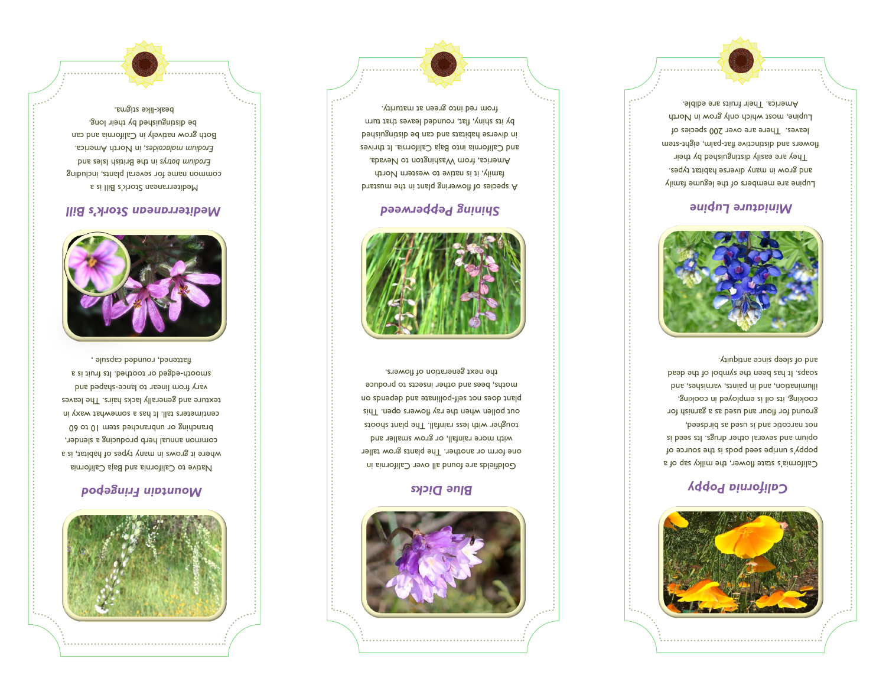## California Poppy

California's state flower, the milky sap of a poppy's unripe seed pods is the source of opium and several other drugs. Its seed is not narcotic and is used as birdseed, ground for flour and used as a garnish for cooking, its oil is employed in cooking, illumination, and in paints, varnishes, and soaps. It has been the symbol of the dead and of sleep since antiquity.

## Miniature Lupine

Lupine are members of the legume family and grow in many diverse habitat types. They are easily distinguished by their flowers and distinctive flat-palm, eight-stem leaves. There are over 200 species of Lupine, most which only grow in North America. Their fruits are edible.

## Blue Dicks

Goldfields are found all over California in one form or another. The plants grow taller with more rainfall, or grow smaller and tougher with less rainfall. The plant shoots out pollen when the ray flowers open. This plant does not self-pollinate and depends on moths, bees and other insects to produce the next generation of flowers.

## Shining Peppergrass

A species of flowering plant in the mustard family, it is native to western North America, from Washington to Nevada, and California into Baja California. It thrives in diverse habitats and can be distinguished by its shiny, flat, rounded leaves that turn from red into green at maturity.

## Mountain Fringepod

Native to California and Baja California where it grows in many types of habitat, is a common annual herb producing a slender, branching or unbranched stem 10 to 60 centimeters tall. It has a somewhat waxy in texture and generally lacks hairs. The leaves vary from linear to lance-shaped and smooth-edged or toothed. Its fruit is a flattened, rounded capsule .

## Mediterranean Stork's Bill

Mediterranean Stork's Bill is a common name for several plants, including *Erodium botrys* in the British Isles and *Erodium malacoides*, in North America. Both grow natively in California and can be distinguished by their long, beak-like stigma.